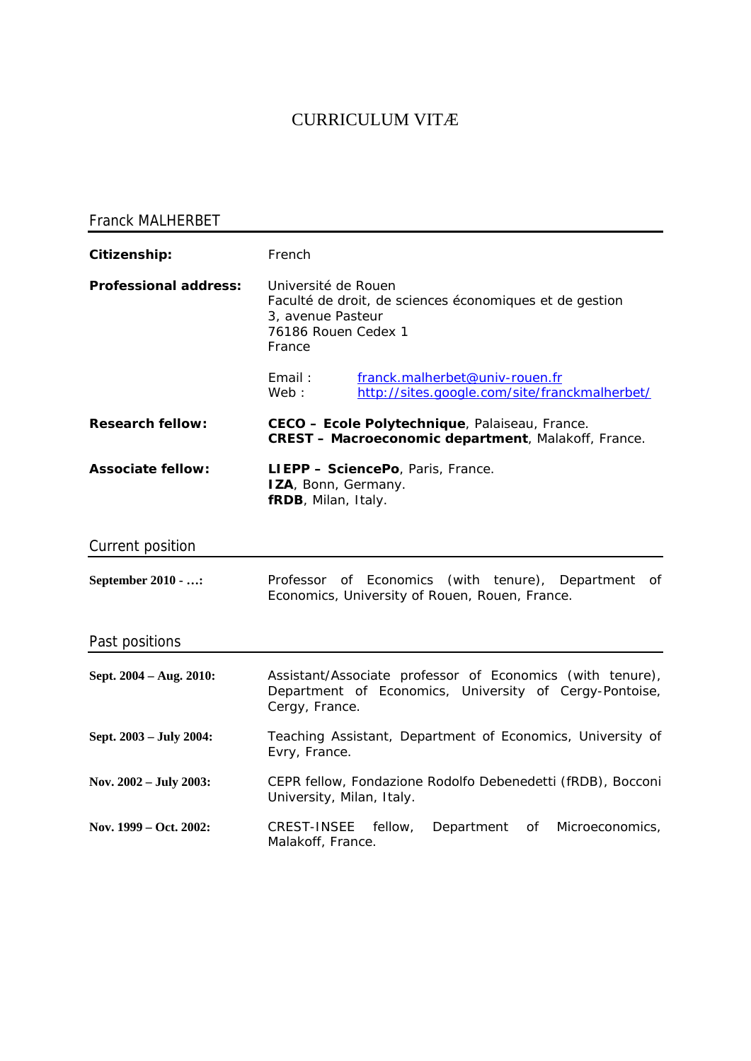# CURRICULUM VITÆ

## Franck MALHERBET

| | |
|---|---|
| **Citizenship:** | French |
| **Professional address:** | Université de Rouen<br>Faculté de droit, de sciences économiques et de gestion<br>3, avenue Pasteur<br>76186 Rouen Cedex 1<br>France |
| | Email : franck.malherbet@univ-rouen.fr<br>Web : http://sites.google.com/site/franckmalherbet/ |
| **Research fellow:** | **CECO – Ecole Polytechnique**, Palaiseau, France.<br>**CREST – Macroeconomic department**, Malakoff, France. |
| **Associate fellow:** | **LIEPP – SciencePo**, Paris, France.<br>**IZA**, Bonn, Germany.<br>**fRDB**, Milan, Italy. |

## Current position

| | |
|---|---|
| **September 2010 - …:** | Professor of Economics (with tenure), Department of Economics, University of Rouen, Rouen, France. |

## Past positions

| | |
|---|---|
| **Sept. 2004 – Aug. 2010:** | Assistant/Associate professor of Economics (with tenure), Department of Economics, University of Cergy-Pontoise, Cergy, France. |
| **Sept. 2003 – July 2004:** | Teaching Assistant, Department of Economics, University of Evry, France. |
| **Nov. 2002 – July 2003:** | CEPR fellow, Fondazione Rodolfo Debenedetti (fRDB), Bocconi University, Milan, Italy. |
| **Nov. 1999 – Oct. 2002:** | CREST-INSEE fellow, Department of Microeconomics, Malakoff, France. |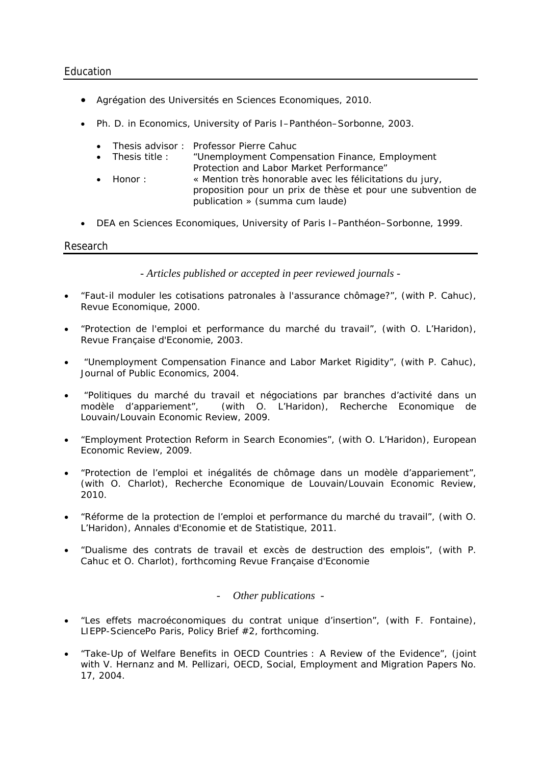## Education

- Agrégation des Universités en Sciences Economiques, 2010.
- Ph. D. in Economics, University of Paris I–Panthéon–Sorbonne, 2003.
    - Thesis advisor : Professor Pierre Cahuc
    - Thesis title : "Unemployment Compensation Finance, Employment Protection and Labor Market Performance"
    - Honor : « Mention très honorable avec les félicitations du jury, proposition pour un prix de thèse et pour une subvention de publication » (summa cum laude)
- DEA en Sciences Economiques, University of Paris I–Panthéon–Sorbonne, 1999.

## Research

*- Articles published or accepted in peer reviewed journals -*

- "Faut-il moduler les cotisations patronales à l'assurance chômage?", (with P. Cahuc), Revue Economique, 2000.
- "Protection de l'emploi et performance du marché du travail", (with O. L'Haridon), Revue Française d'Economie, 2003.
- "Unemployment Compensation Finance and Labor Market Rigidity", (with P. Cahuc), Journal of Public Economics, 2004.
- "Politiques du marché du travail et négociations par branches d'activité dans un modèle d'appariement", (with O. L'Haridon), Recherche Economique de Louvain/Louvain Economic Review, 2009.
- "Employment Protection Reform in Search Economies", (with O. L'Haridon), European Economic Review, 2009.
- "Protection de l'emploi et inégalités de chômage dans un modèle d'appariement", (with O. Charlot), Recherche Economique de Louvain/Louvain Economic Review, 2010.
- "Réforme de la protection de l'emploi et performance du marché du travail", (with O. L'Haridon), Annales d'Economie et de Statistique, 2011.
- "Dualisme des contrats de travail et excès de destruction des emplois", (with P. Cahuc et O. Charlot), forthcoming Revue Française d'Economie

*- Other publications -*

- "Les effets macroéconomiques du contrat unique d'insertion", (with F. Fontaine), LIEPP-SciencePo Paris, Policy Brief #2, forthcoming.
- "Take-Up of Welfare Benefits in OECD Countries : A Review of the Evidence", (joint with V. Hernanz and M. Pellizari, OECD, Social, Employment and Migration Papers No. 17, 2004.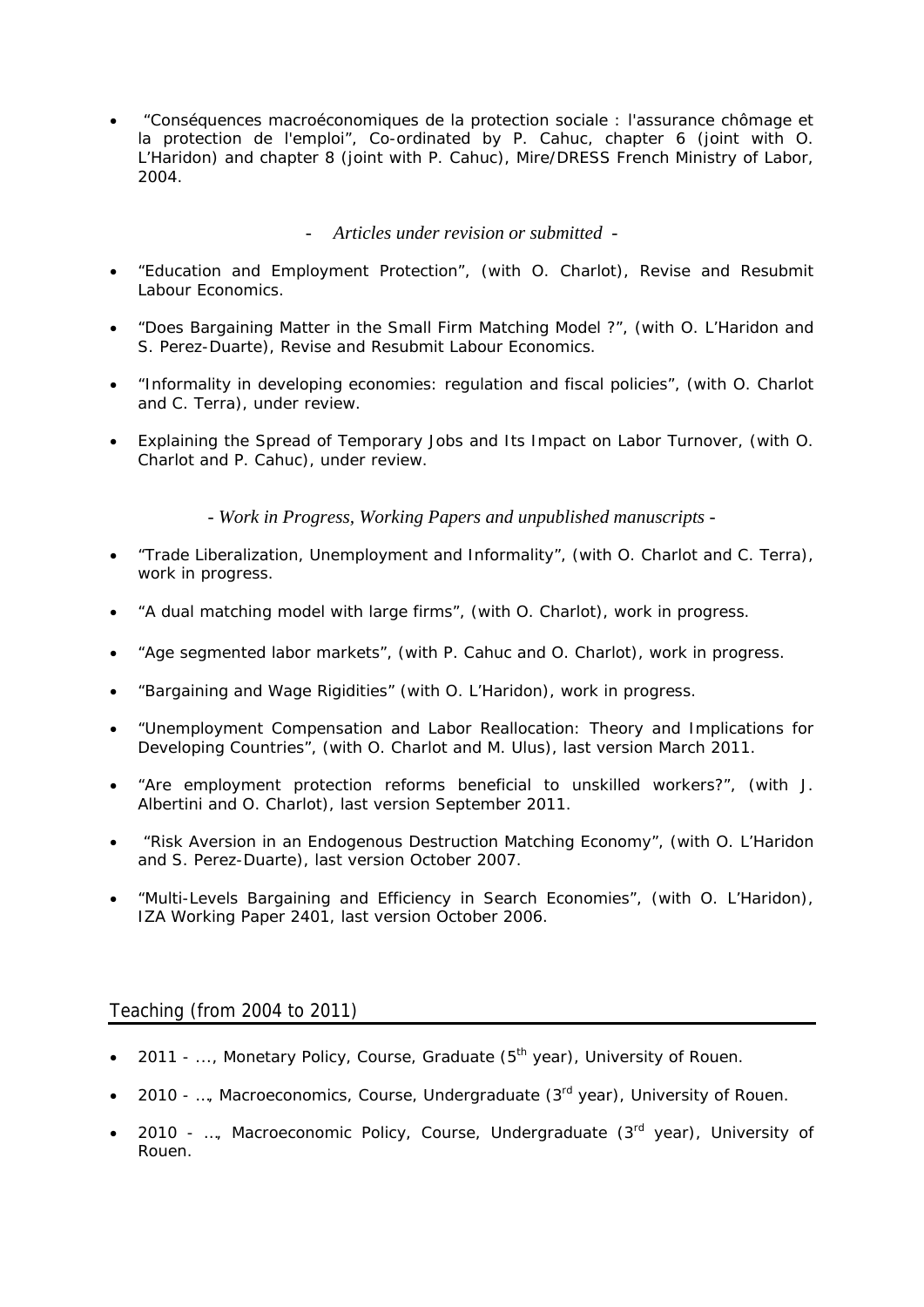- "Conséquences macroéconomiques de la protection sociale : l'assurance chômage et la protection de l'emploi", Co-ordinated by P. Cahuc, chapter 6 (joint with O. L'Haridon) and chapter 8 (joint with P. Cahuc), Mire/DRESS French Ministry of Labor, 2004.

*- Articles under revision or submitted -*

- "Education and Employment Protection", (with O. Charlot), Revise and Resubmit Labour Economics.
- "Does Bargaining Matter in the Small Firm Matching Model ?", (with O. L'Haridon and S. Perez-Duarte), Revise and Resubmit Labour Economics.
- "Informality in developing economies: regulation and fiscal policies", (with O. Charlot and C. Terra), under review.
- Explaining the Spread of Temporary Jobs and Its Impact on Labor Turnover, (with O. Charlot and P. Cahuc), under review.

*- Work in Progress, Working Papers and unpublished manuscripts -*

- "Trade Liberalization, Unemployment and Informality", (with O. Charlot and C. Terra), work in progress.
- "A dual matching model with large firms", (with O. Charlot), work in progress.
- "Age segmented labor markets", (with P. Cahuc and O. Charlot), work in progress.
- "Bargaining and Wage Rigidities" (with O. L'Haridon), work in progress.
- "Unemployment Compensation and Labor Reallocation: Theory and Implications for Developing Countries", (with O. Charlot and M. Ulus), last version March 2011.
- "Are employment protection reforms beneficial to unskilled workers?", (with J. Albertini and O. Charlot), last version September 2011.
- "Risk Aversion in an Endogenous Destruction Matching Economy", (with O. L'Haridon and S. Perez-Duarte), last version October 2007.
- "Multi-Levels Bargaining and Efficiency in Search Economies", (with O. L'Haridon), IZA Working Paper 2401, last version October 2006.

## Teaching (from 2004 to 2011)

- 2011 - ..., Monetary Policy, Course, Graduate (5th year), University of Rouen.
- 2010 - …, Macroeconomics, Course, Undergraduate (3rd year), University of Rouen.
- 2010 - …, Macroeconomic Policy, Course, Undergraduate (3rd year), University of Rouen.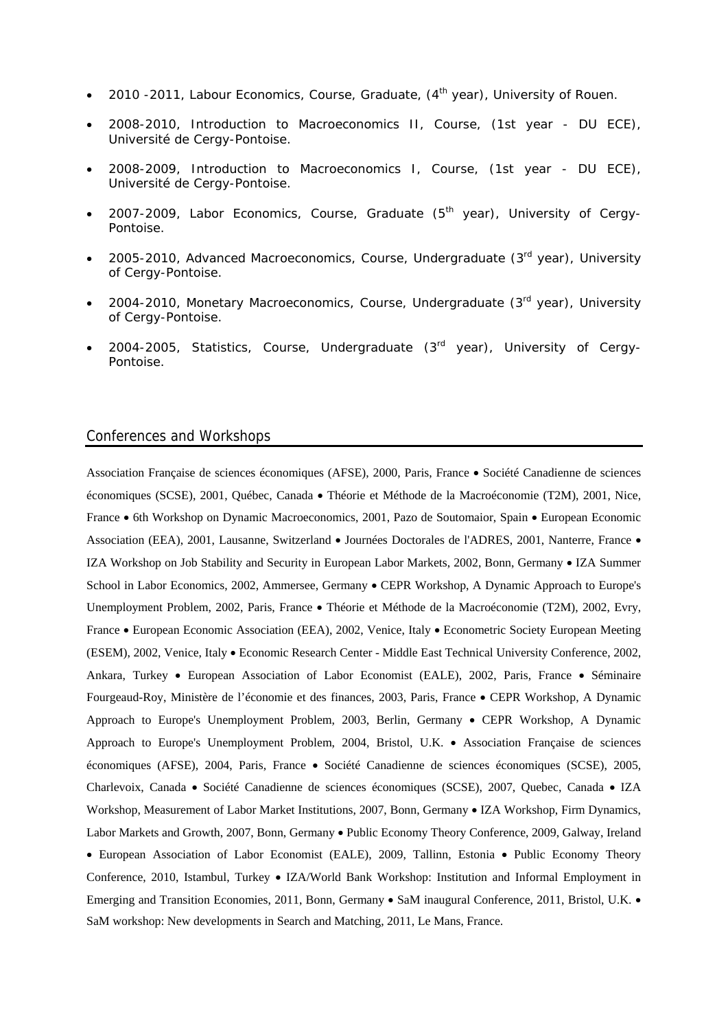- 2010 -2011, Labour Economics, Course, Graduate, (4th year), University of Rouen.
- 2008-2010, Introduction to Macroeconomics II, Course, (1st year - DU ECE), Université de Cergy-Pontoise.
- 2008-2009, Introduction to Macroeconomics I, Course, (1st year - DU ECE), Université de Cergy-Pontoise.
- 2007-2009, Labor Economics, Course, Graduate (5th year), University of Cergy-Pontoise.
- 2005-2010, Advanced Macroeconomics, Course, Undergraduate (3rd year), University of Cergy-Pontoise.
- 2004-2010, Monetary Macroeconomics, Course, Undergraduate (3rd year), University of Cergy-Pontoise.
- 2004-2005, Statistics, Course, Undergraduate (3rd year), University of Cergy-Pontoise.

## Conferences and Workshops

Association Française de sciences économiques (AFSE), 2000, Paris, France • Société Canadienne de sciences économiques (SCSE), 2001, Québec, Canada • Théorie et Méthode de la Macroéconomie (T2M), 2001, Nice, France • 6th Workshop on Dynamic Macroeconomics, 2001, Pazo de Soutomaior, Spain • European Economic Association (EEA), 2001, Lausanne, Switzerland • Journées Doctorales de l'ADRES, 2001, Nanterre, France • IZA Workshop on Job Stability and Security in European Labor Markets, 2002, Bonn, Germany • IZA Summer School in Labor Economics, 2002, Ammersee, Germany • CEPR Workshop, A Dynamic Approach to Europe's Unemployment Problem, 2002, Paris, France • Théorie et Méthode de la Macroéconomie (T2M), 2002, Evry, France • European Economic Association (EEA), 2002, Venice, Italy • Econometric Society European Meeting (ESEM), 2002, Venice, Italy • Economic Research Center - Middle East Technical University Conference, 2002, Ankara, Turkey • European Association of Labor Economist (EALE), 2002, Paris, France • Séminaire Fourgeaud-Roy, Ministère de l'économie et des finances, 2003, Paris, France • CEPR Workshop, A Dynamic Approach to Europe's Unemployment Problem, 2003, Berlin, Germany • CEPR Workshop, A Dynamic Approach to Europe's Unemployment Problem, 2004, Bristol, U.K. • Association Française de sciences économiques (AFSE), 2004, Paris, France • Société Canadienne de sciences économiques (SCSE), 2005, Charlevoix, Canada • Société Canadienne de sciences économiques (SCSE), 2007, Quebec, Canada • IZA Workshop, Measurement of Labor Market Institutions, 2007, Bonn, Germany • IZA Workshop, Firm Dynamics, Labor Markets and Growth, 2007, Bonn, Germany • Public Economy Theory Conference, 2009, Galway, Ireland • European Association of Labor Economist (EALE), 2009, Tallinn, Estonia • Public Economy Theory Conference, 2010, Istambul, Turkey • IZA/World Bank Workshop: Institution and Informal Employment in Emerging and Transition Economies, 2011, Bonn, Germany • SaM inaugural Conference, 2011, Bristol, U.K. • SaM workshop: New developments in Search and Matching, 2011, Le Mans, France.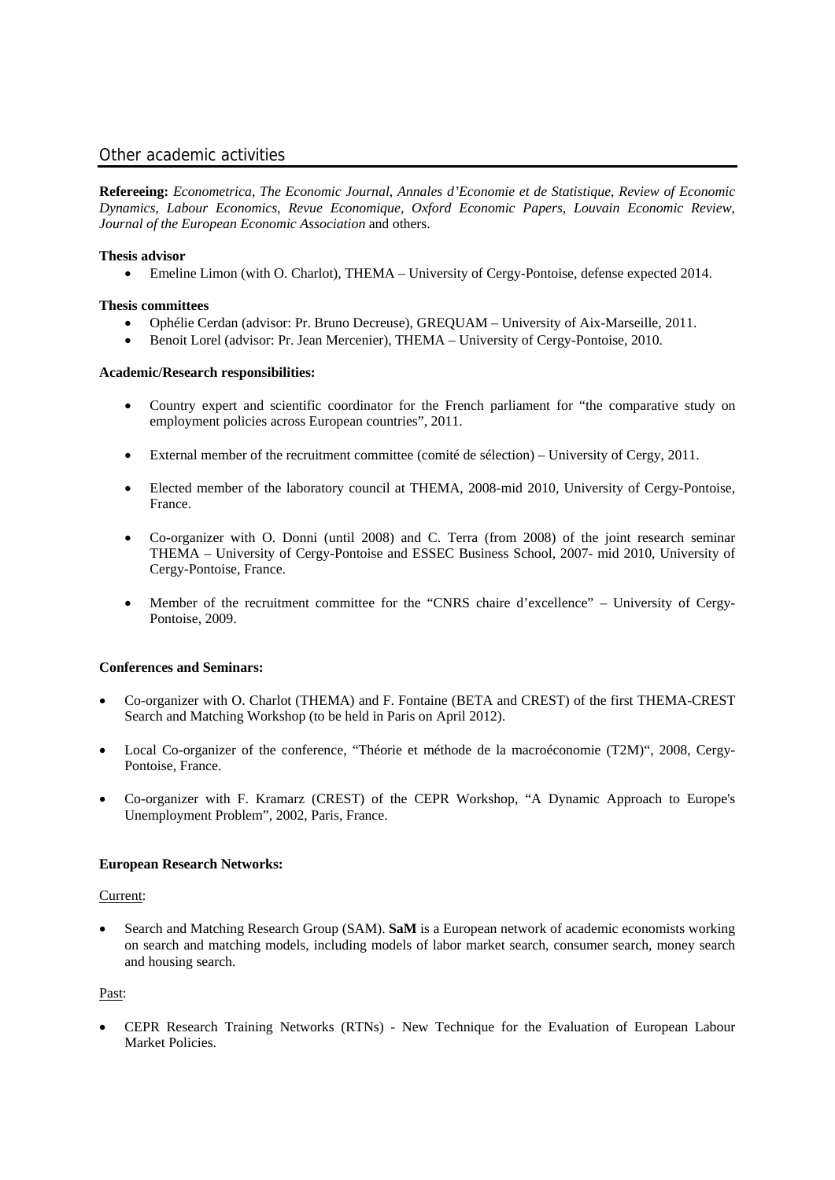## Other academic activities

**Refereeing:** *Econometrica*, *The Economic Journal*, *Annales d'Economie et de Statistique*, *Review of Economic Dynamics*, *Labour Economics*, *Revue Economique*, *Oxford Economic Papers*, *Louvain Economic Review*, *Journal of the European Economic Association* and others.

**Thesis advisor**

- Emeline Limon (with O. Charlot), THEMA – University of Cergy-Pontoise, defense expected 2014.

**Thesis committees**

- Ophélie Cerdan (advisor: Pr. Bruno Decreuse), GREQUAM – University of Aix-Marseille, 2011.
- Benoit Lorel (advisor: Pr. Jean Mercenier), THEMA – University of Cergy-Pontoise, 2010.

**Academic/Research responsibilities:**

- Country expert and scientific coordinator for the French parliament for "the comparative study on employment policies across European countries", 2011.
- External member of the recruitment committee (comité de sélection) – University of Cergy, 2011.
- Elected member of the laboratory council at THEMA, 2008-mid 2010, University of Cergy-Pontoise, France.
- Co-organizer with O. Donni (until 2008) and C. Terra (from 2008) of the joint research seminar THEMA – University of Cergy-Pontoise and ESSEC Business School, 2007- mid 2010, University of Cergy-Pontoise, France.
- Member of the recruitment committee for the "CNRS chaire d'excellence" – University of Cergy-Pontoise, 2009.

**Conferences and Seminars:**

- Co-organizer with O. Charlot (THEMA) and F. Fontaine (BETA and CREST) of the first THEMA-CREST Search and Matching Workshop (to be held in Paris on April 2012).
- Local Co-organizer of the conference, "Théorie et méthode de la macroéconomie (T2M)", 2008, Cergy-Pontoise, France.
- Co-organizer with F. Kramarz (CREST) of the CEPR Workshop, "A Dynamic Approach to Europe's Unemployment Problem", 2002, Paris, France.

**European Research Networks:**

Current:

- Search and Matching Research Group (SAM). **SaM** is a European network of academic economists working on search and matching models, including models of labor market search, consumer search, money search and housing search.

Past:

- CEPR Research Training Networks (RTNs) - New Technique for the Evaluation of European Labour Market Policies.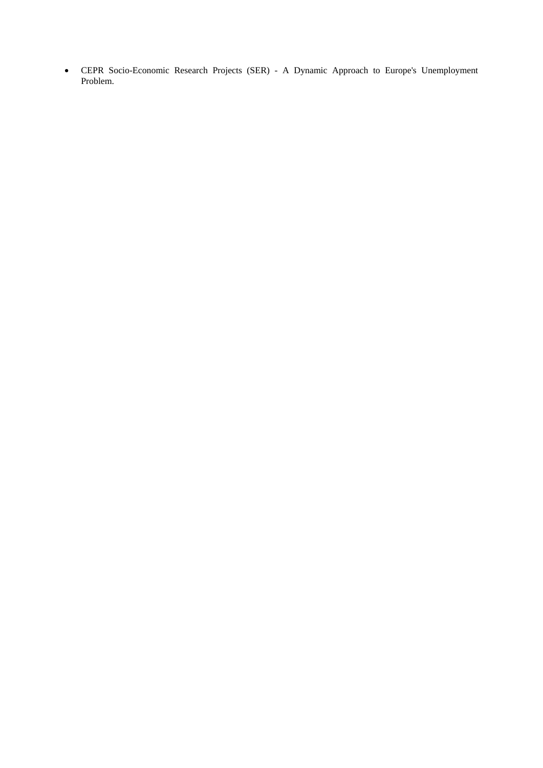- CEPR Socio-Economic Research Projects (SER) - A Dynamic Approach to Europe's Unemployment Problem.